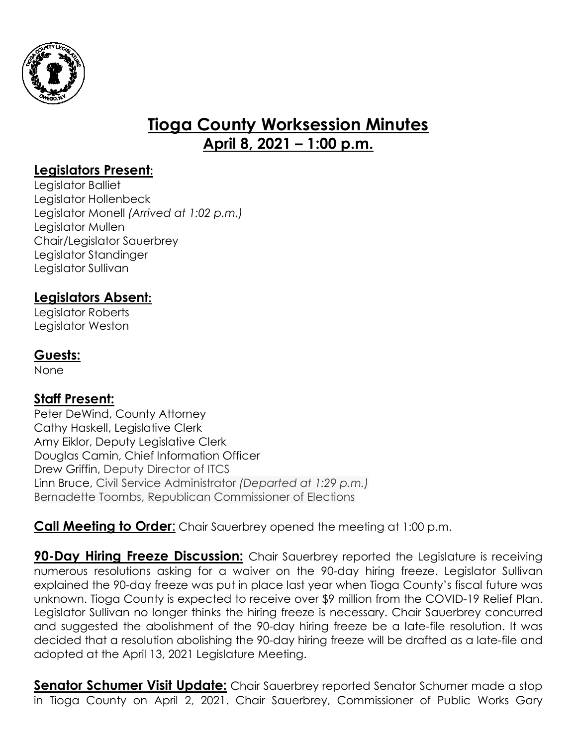# Tioga County Worksession Minutes
## April 8, 2021 – 1:00 p.m.

### Legislators Present:

Legislator Balliet
Legislator Hollenbeck
Legislator Monell *(Arrived at 1:02 p.m.)*
Legislator Mullen
Chair/Legislator Sauerbrey
Legislator Standinger
Legislator Sullivan

### Legislators Absent:

Legislator Roberts
Legislator Weston

### Guests:

None

### Staff Present:

Peter DeWind, County Attorney
Cathy Haskell, Legislative Clerk
Amy Eiklor, Deputy Legislative Clerk
Douglas Camin, Chief Information Officer
Drew Griffin, Deputy Director of ITCS
Linn Bruce, Civil Service Administrator *(Departed at 1:29 p.m.)*
Bernadette Toombs, Republican Commissioner of Elections

**Call Meeting to Order**: Chair Sauerbrey opened the meeting at 1:00 p.m.

**90-Day Hiring Freeze Discussion:** Chair Sauerbrey reported the Legislature is receiving numerous resolutions asking for a waiver on the 90-day hiring freeze. Legislator Sullivan explained the 90-day freeze was put in place last year when Tioga County's fiscal future was unknown. Tioga County is expected to receive over $9 million from the COVID-19 Relief Plan. Legislator Sullivan no longer thinks the hiring freeze is necessary. Chair Sauerbrey concurred and suggested the abolishment of the 90-day hiring freeze be a late-file resolution. It was decided that a resolution abolishing the 90-day hiring freeze will be drafted as a late-file and adopted at the April 13, 2021 Legislature Meeting.

**Senator Schumer Visit Update:** Chair Sauerbrey reported Senator Schumer made a stop in Tioga County on April 2, 2021. Chair Sauerbrey, Commissioner of Public Works Gary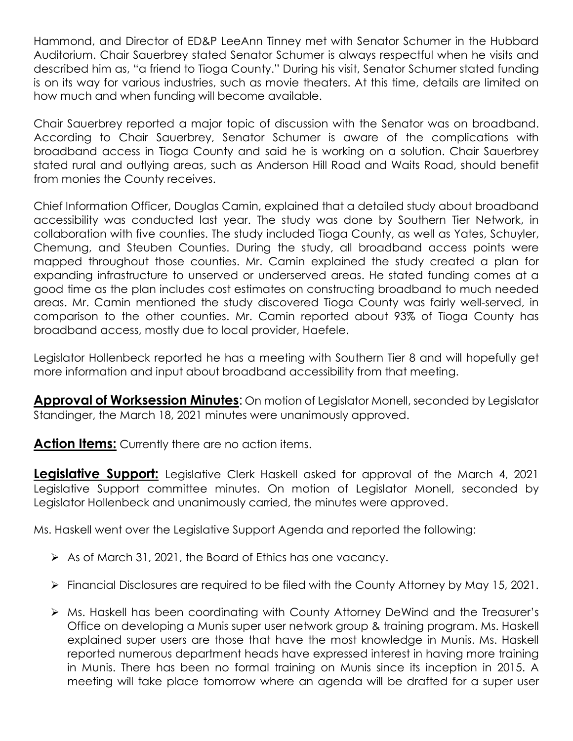Hammond, and Director of ED&P LeeAnn Tinney met with Senator Schumer in the Hubbard Auditorium. Chair Sauerbrey stated Senator Schumer is always respectful when he visits and described him as, "a friend to Tioga County." During his visit, Senator Schumer stated funding is on its way for various industries, such as movie theaters. At this time, details are limited on how much and when funding will become available.

Chair Sauerbrey reported a major topic of discussion with the Senator was on broadband. According to Chair Sauerbrey, Senator Schumer is aware of the complications with broadband access in Tioga County and said he is working on a solution. Chair Sauerbrey stated rural and outlying areas, such as Anderson Hill Road and Waits Road, should benefit from monies the County receives.

Chief Information Officer, Douglas Camin, explained that a detailed study about broadband accessibility was conducted last year. The study was done by Southern Tier Network, in collaboration with five counties. The study included Tioga County, as well as Yates, Schuyler, Chemung, and Steuben Counties. During the study, all broadband access points were mapped throughout those counties. Mr. Camin explained the study created a plan for expanding infrastructure to unserved or underserved areas. He stated funding comes at a good time as the plan includes cost estimates on constructing broadband to much needed areas. Mr. Camin mentioned the study discovered Tioga County was fairly well-served, in comparison to the other counties. Mr. Camin reported about 93% of Tioga County has broadband access, mostly due to local provider, Haefele.

Legislator Hollenbeck reported he has a meeting with Southern Tier 8 and will hopefully get more information and input about broadband accessibility from that meeting.

**Approval of Worksession Minutes**: On motion of Legislator Monell, seconded by Legislator Standinger, the March 18, 2021 minutes were unanimously approved.

**Action Items:** Currently there are no action items.

**Legislative Support:** Legislative Clerk Haskell asked for approval of the March 4, 2021 Legislative Support committee minutes. On motion of Legislator Monell, seconded by Legislator Hollenbeck and unanimously carried, the minutes were approved.

Ms. Haskell went over the Legislative Support Agenda and reported the following:

- As of March 31, 2021, the Board of Ethics has one vacancy.
- Financial Disclosures are required to be filed with the County Attorney by May 15, 2021.
- Ms. Haskell has been coordinating with County Attorney DeWind and the Treasurer's Office on developing a Munis super user network group & training program. Ms. Haskell explained super users are those that have the most knowledge in Munis. Ms. Haskell reported numerous department heads have expressed interest in having more training in Munis. There has been no formal training on Munis since its inception in 2015. A meeting will take place tomorrow where an agenda will be drafted for a super user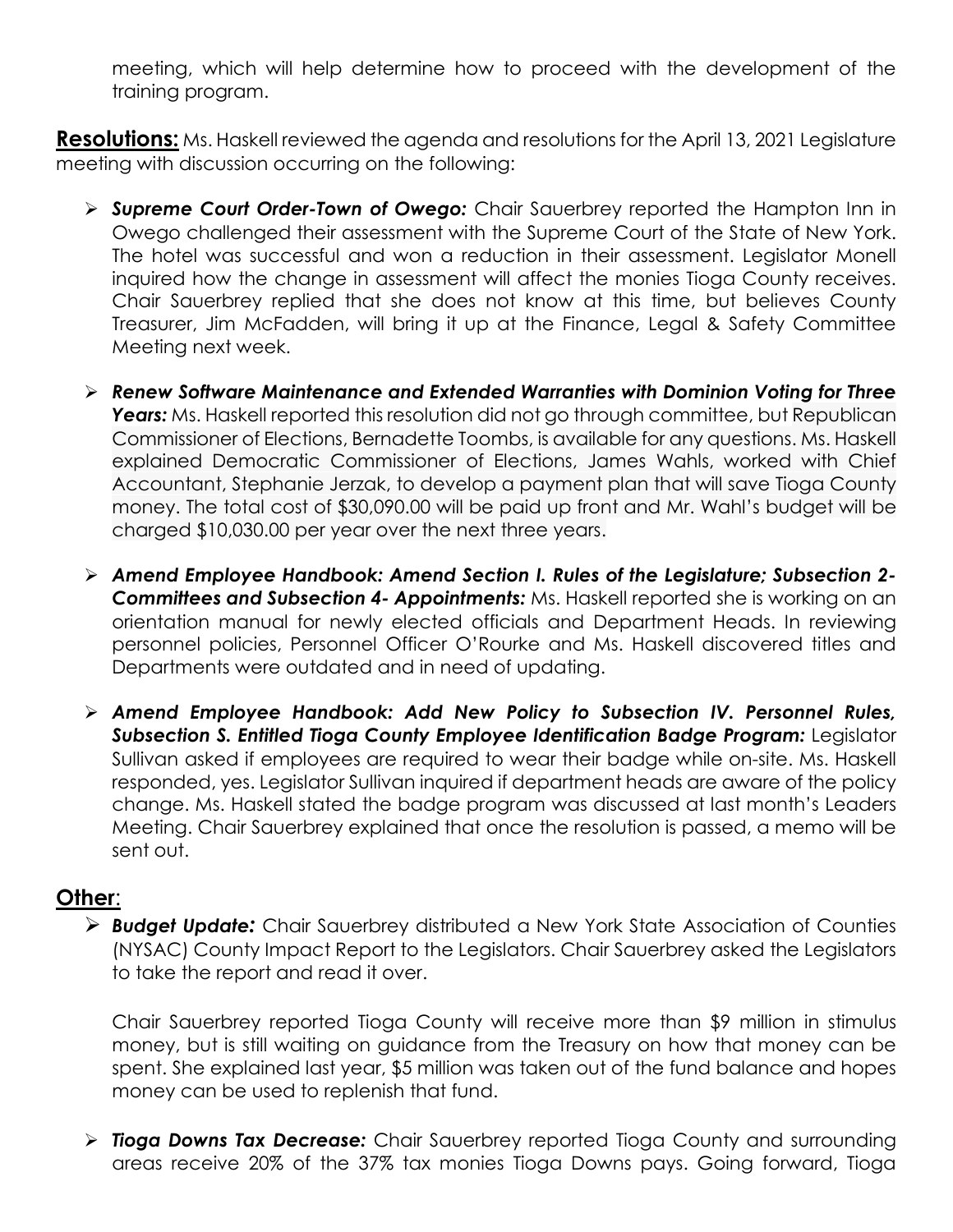meeting, which will help determine how to proceed with the development of the training program.

**Resolutions:** Ms. Haskell reviewed the agenda and resolutions for the April 13, 2021 Legislature meeting with discussion occurring on the following:

- ***Supreme Court Order-Town of Owego:*** Chair Sauerbrey reported the Hampton Inn in Owego challenged their assessment with the Supreme Court of the State of New York. The hotel was successful and won a reduction in their assessment. Legislator Monell inquired how the change in assessment will affect the monies Tioga County receives. Chair Sauerbrey replied that she does not know at this time, but believes County Treasurer, Jim McFadden, will bring it up at the Finance, Legal & Safety Committee Meeting next week.

- ***Renew Software Maintenance and Extended Warranties with Dominion Voting for Three Years:*** Ms. Haskell reported this resolution did not go through committee, but Republican Commissioner of Elections, Bernadette Toombs, is available for any questions. Ms. Haskell explained Democratic Commissioner of Elections, James Wahls, worked with Chief Accountant, Stephanie Jerzak, to develop a payment plan that will save Tioga County money. The total cost of $30,090.00 will be paid up front and Mr. Wahl's budget will be charged $10,030.00 per year over the next three years.

- ***Amend Employee Handbook: Amend Section I. Rules of the Legislature; Subsection 2- Committees and Subsection 4- Appointments:*** Ms. Haskell reported she is working on an orientation manual for newly elected officials and Department Heads. In reviewing personnel policies, Personnel Officer O'Rourke and Ms. Haskell discovered titles and Departments were outdated and in need of updating.

- ***Amend Employee Handbook: Add New Policy to Subsection IV. Personnel Rules, Subsection S. Entitled Tioga County Employee Identification Badge Program:*** Legislator Sullivan asked if employees are required to wear their badge while on-site. Ms. Haskell responded, yes. Legislator Sullivan inquired if department heads are aware of the policy change. Ms. Haskell stated the badge program was discussed at last month's Leaders Meeting. Chair Sauerbrey explained that once the resolution is passed, a memo will be sent out.

## Other:

- ***Budget Update:*** Chair Sauerbrey distributed a New York State Association of Counties (NYSAC) County Impact Report to the Legislators. Chair Sauerbrey asked the Legislators to take the report and read it over.

  Chair Sauerbrey reported Tioga County will receive more than $9 million in stimulus money, but is still waiting on guidance from the Treasury on how that money can be spent. She explained last year, $5 million was taken out of the fund balance and hopes money can be used to replenish that fund.

- ***Tioga Downs Tax Decrease:*** Chair Sauerbrey reported Tioga County and surrounding areas receive 20% of the 37% tax monies Tioga Downs pays. Going forward, Tioga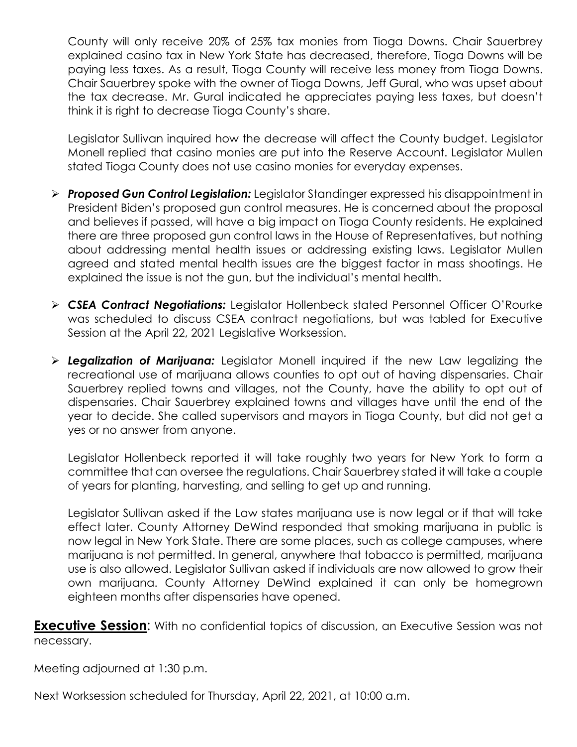County will only receive 20% of 25% tax monies from Tioga Downs. Chair Sauerbrey explained casino tax in New York State has decreased, therefore, Tioga Downs will be paying less taxes. As a result, Tioga County will receive less money from Tioga Downs. Chair Sauerbrey spoke with the owner of Tioga Downs, Jeff Gural, who was upset about the tax decrease. Mr. Gural indicated he appreciates paying less taxes, but doesn't think it is right to decrease Tioga County's share.

Legislator Sullivan inquired how the decrease will affect the County budget. Legislator Monell replied that casino monies are put into the Reserve Account. Legislator Mullen stated Tioga County does not use casino monies for everyday expenses.

- ***Proposed Gun Control Legislation:*** Legislator Standinger expressed his disappointment in President Biden's proposed gun control measures. He is concerned about the proposal and believes if passed, will have a big impact on Tioga County residents. He explained there are three proposed gun control laws in the House of Representatives, but nothing about addressing mental health issues or addressing existing laws. Legislator Mullen agreed and stated mental health issues are the biggest factor in mass shootings. He explained the issue is not the gun, but the individual's mental health.

- ***CSEA Contract Negotiations:*** Legislator Hollenbeck stated Personnel Officer O'Rourke was scheduled to discuss CSEA contract negotiations, but was tabled for Executive Session at the April 22, 2021 Legislative Worksession.

- ***Legalization of Marijuana:*** Legislator Monell inquired if the new Law legalizing the recreational use of marijuana allows counties to opt out of having dispensaries. Chair Sauerbrey replied towns and villages, not the County, have the ability to opt out of dispensaries. Chair Sauerbrey explained towns and villages have until the end of the year to decide. She called supervisors and mayors in Tioga County, but did not get a yes or no answer from anyone.

  Legislator Hollenbeck reported it will take roughly two years for New York to form a committee that can oversee the regulations. Chair Sauerbrey stated it will take a couple of years for planting, harvesting, and selling to get up and running.

  Legislator Sullivan asked if the Law states marijuana use is now legal or if that will take effect later. County Attorney DeWind responded that smoking marijuana in public is now legal in New York State. There are some places, such as college campuses, where marijuana is not permitted. In general, anywhere that tobacco is permitted, marijuana use is also allowed. Legislator Sullivan asked if individuals are now allowed to grow their own marijuana. County Attorney DeWind explained it can only be homegrown eighteen months after dispensaries have opened.

**Executive Session**: With no confidential topics of discussion, an Executive Session was not necessary.

Meeting adjourned at 1:30 p.m.

Next Worksession scheduled for Thursday, April 22, 2021, at 10:00 a.m.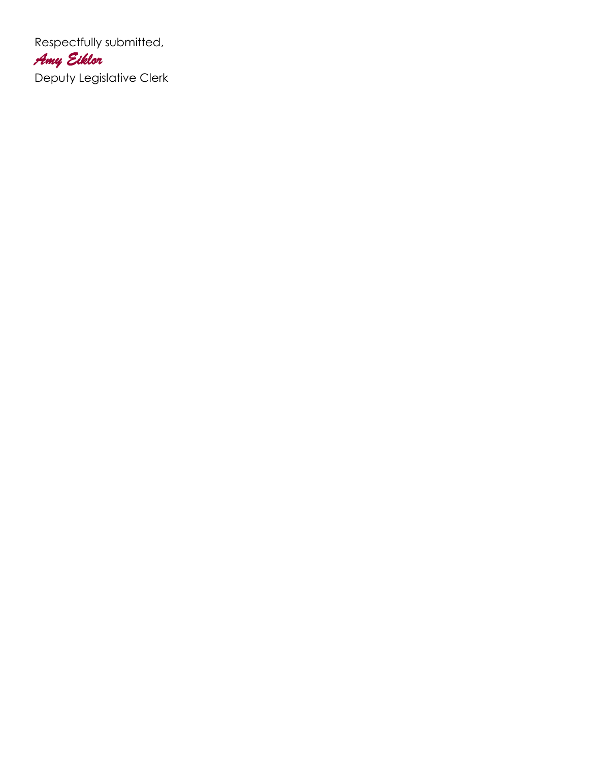Respectfully submitted,

*Amy Eiklor*

Deputy Legislative Clerk